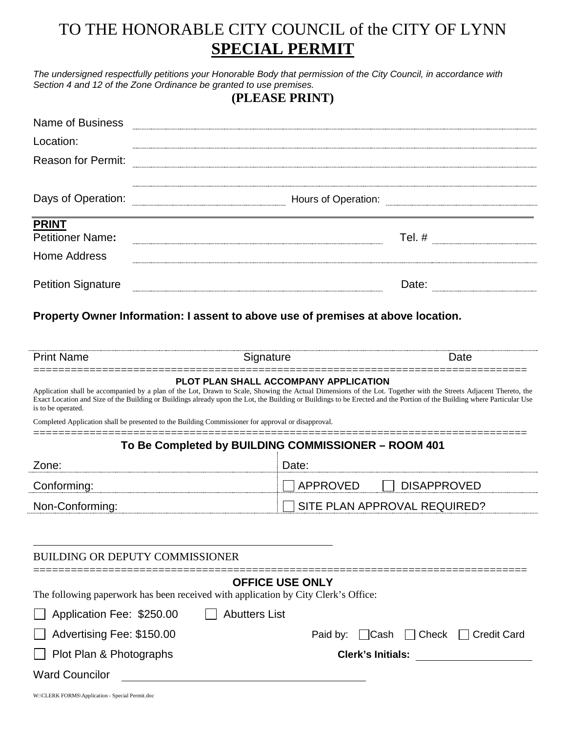# TO THE HONORABLE CITY COUNCIL of the CITY OF LYNN

## SPECIAL PERMIT

*The undersigned respectfully petitions your Honorable Body that permission of the City Council, in accordance with Section 4 and 12 of the Zone Ordinance be granted to use premises.*

**(PLEASE PRINT)**

Name of Business ______________________________

Location: ______________________________

Reason for Permit: ______________________________

______________________________

Days of Operation: ______________ Hours of Operation: ______________

**PRINT**

Petitioner Name**:** ______________________ Tel. # ______________

Home Address ______________________________

Petition Signature ______________________ Date: ______________

**Property Owner Information: I assent to above use of premises at above location.**

| Print Name | Signature | Date |
|---|---|---|

==========================================================================

**PLOT PLAN SHALL ACCOMPANY APPLICATION**

Application shall be accompanied by a plan of the Lot, Drawn to Scale, Showing the Actual Dimensions of the Lot. Together with the Streets Adjacent Thereto, the Exact Location and Size of the Building or Buildings already upon the Lot, the Building or Buildings to be Erected and the Portion of the Building where Particular Use is to be operated.

Completed Application shall be presented to the Building Commissioner for approval or disapproval.

==========================================================================

**To Be Completed by BUILDING COMMISSIONER – ROOM 401**

| Zone: | Date: |
|---|---|
| Conforming: | ☐ APPROVED ☐ DISAPPROVED |
| Non-Conforming: | ☐ SITE PLAN APPROVAL REQUIRED? |

______________________________

BUILDING OR DEPUTY COMMISSIONER

==========================================================================

**OFFICE USE ONLY**

The following paperwork has been received with application by City Clerk's Office:

☐ Application Fee: $250.00 ☐ Abutters List

☐ Advertising Fee: $150.00 Paid by: ☐ Cash ☐ Check ☐ Credit Card

☐ Plot Plan & Photographs **Clerk's Initials:** ______________

Ward Councilor ______________________________

W:\CLERK FORMS\Application - Special Permit.doc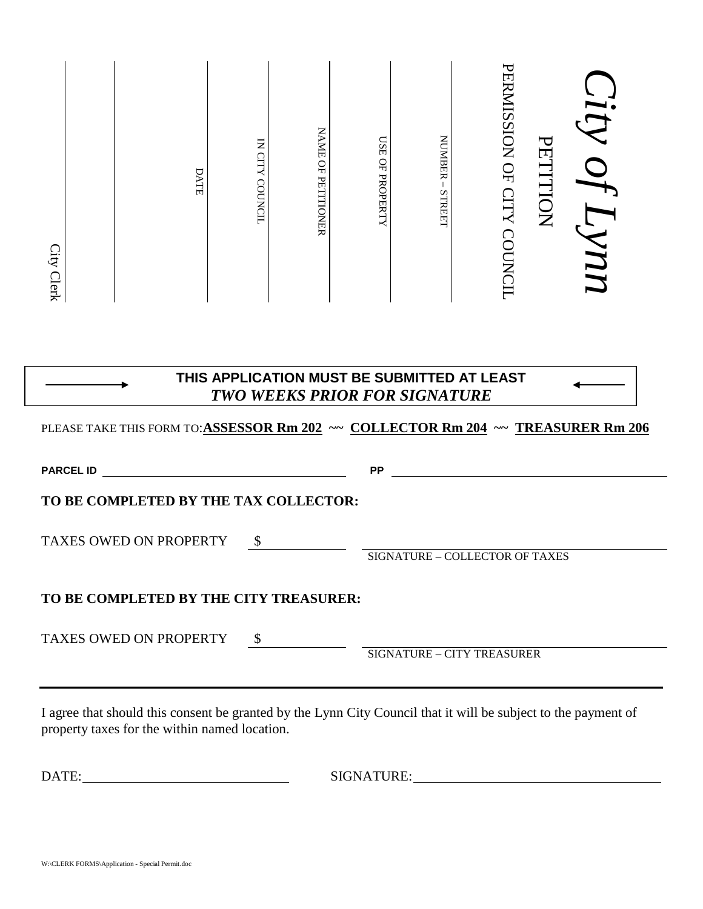# City of Lynn

PETITION

PERMISSION OF CITY COUNCIL

NUMBER – STREET

USE OF PROPERTY

NAME OF PETITIONER

IN CITY COUNCIL

DATE

City Clerk

---

→ **THIS APPLICATION MUST BE SUBMITTED AT LEAST** ←
***TWO WEEKS PRIOR FOR SIGNATURE***

PLEASE TAKE THIS FORM TO:**ASSESSOR Rm 202** ~~ **COLLECTOR Rm 204** ~~ **TREASURER Rm 206**

**PARCEL ID** \_\_\_\_\_\_\_\_\_\_\_\_\_\_\_\_\_\_\_\_\_\_\_\_\_\_\_\_ **PP** \_\_\_\_\_\_\_\_\_\_\_\_\_\_\_\_\_\_\_\_\_\_\_\_\_\_\_\_

**TO BE COMPLETED BY THE TAX COLLECTOR:**

TAXES OWED ON PROPERTY $ \_\_\_\_\_\_\_\_\_\_ \_\_\_\_\_\_\_\_\_\_\_\_\_\_\_\_\_\_\_\_\_\_\_\_\_\_\_\_
SIGNATURE – COLLECTOR OF TAXES

**TO BE COMPLETED BY THE CITY TREASURER:**

TAXES OWED ON PROPERTY $ \_\_\_\_\_\_\_\_\_\_ \_\_\_\_\_\_\_\_\_\_\_\_\_\_\_\_\_\_\_\_\_\_\_\_\_\_\_\_
SIGNATURE – CITY TREASURER

---

I agree that should this consent be granted by the Lynn City Council that it will be subject to the payment of property taxes for the within named location.

DATE: \_\_\_\_\_\_\_\_\_\_\_\_\_\_\_\_\_\_\_\_\_\_\_\_ SIGNATURE: \_\_\_\_\_\_\_\_\_\_\_\_\_\_\_\_\_\_\_\_\_\_\_\_\_\_\_\_

W:\CLERK FORMS\Application - Special Permit.doc